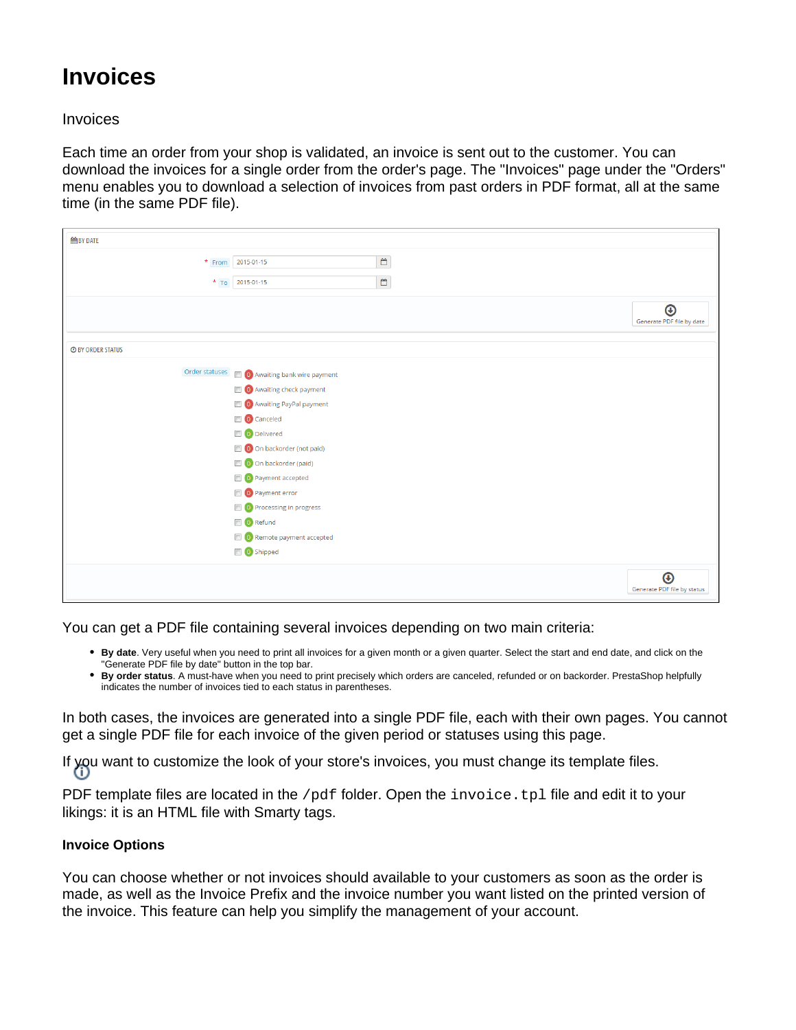# Invoices

Invoices

Each time an order from your shop is validated, an invoice is sent out to the customer. You can download the invoices for a single order from the order's page. The "Invoices" page under the "Orders" menu enables you to download a selection of invoices from past orders in PDF format, all at the same time (in the same PDF file).

You can get a PDF file containing several invoices depending on two main criteria:

- **By date**. Very useful when you need to print all invoices for a given month or a given quarter. Select the start and end date, and click on the "Generate PDF file by date" button in the top bar.
- **By order status**. A must-have when you need to print precisely which orders are canceled, refunded or on backorder. PrestaShop helpfully indicates the number of invoices tied to each status in parentheses.

In both cases, the invoices are generated into a single PDF file, each with their own pages. You cannot get a single PDF file for each invoice of the given period or statuses using this page.

If you want to customize the look of your store's invoices, you must change its template files.

PDF template files are located in the `/pdf` folder. Open the `invoice.tpl` file and edit it to your likings: it is an HTML file with Smarty tags.

**Invoice Options**

You can choose whether or not invoices should available to your customers as soon as the order is made, as well as the Invoice Prefix and the invoice number you want listed on the printed version of the invoice. This feature can help you simplify the management of your account.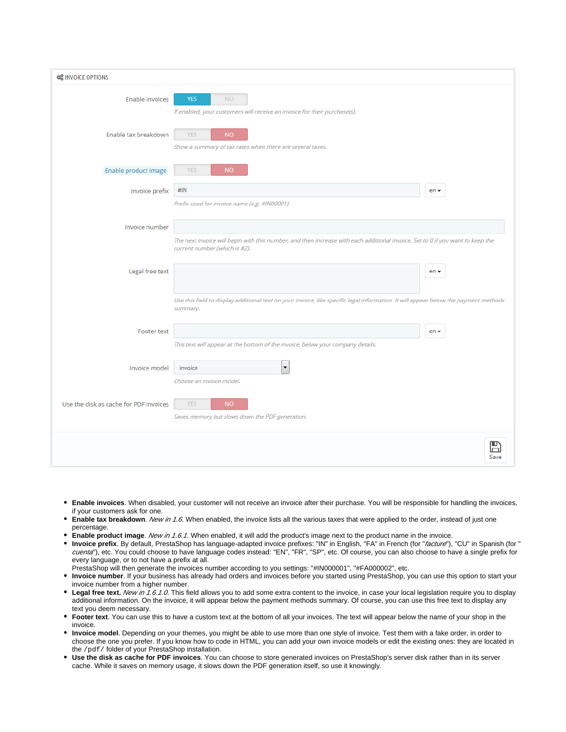INVOICE OPTIONS

Enable invoices — YES / NO

*If enabled, your customers will receive an invoice for their purchase(s).*

Enable tax breakdown — YES / NO

*Show a summary of tax rates when there are several taxes.*

Enable product image — YES / NO

Invoice prefix — #IN — en

*Prefix used for invoice name (e.g. #IN00001).*

Invoice number

*The next invoice will begin with this number, and then increase with each additional invoice. Set to 0 if you want to keep the current number (which is #2).*

Legal free text — en

*Use this field to display additional text on your invoice, like specific legal information. It will appear below the payment methods summary.*

Footer text — en

*This text will appear at the bottom of the invoice, below your company details.*

Invoice model — invoice

*Choose an invoice model.*

Use the disk as cache for PDF invoices — YES / NO

*Saves memory but slows down the PDF generation.*

Save

- **Enable invoices**. When disabled, your customer will not receive an invoice after their purchase. You will be responsible for handling the invoices, if your customers ask for one.
- **Enable tax breakdown**. *New in 1.6*. When enabled, the invoice lists all the various taxes that were applied to the order, instead of just one percentage.
- **Enable product image**. *New in 1.6.1*. When enabled, it will add the product's image next to the product name in the invoice.
- **Invoice prefix**. By default, PrestaShop has language-adapted invoice prefixes: "IN" in English, "FA" in French (for "*facture*"), "CU" in Spanish (for "*cuenta*"), etc. You could choose to have language codes instead: "EN", "FR", "SP", etc. Of course, you can also choose to have a single prefix for every language, or to not have a prefix at all.
  PrestaShop will then generate the invoices number according to you settings: "#IN000001", "#FA000002", etc.
- **Invoice number**. If your business has already had orders and invoices before you started using PrestaShop, you can use this option to start your invoice number from a higher number.
- **Legal free text.** *New in 1.6.1.0*. This field allows you to add some extra content to the invoice, in case your local legislation require you to display additional information. On the invoice, it will appear below the payment methods summary. Of course, you can use this free text to display any text you deem necessary.
- **Footer text**. You can use this to have a custom text at the bottom of all your invoices. The text will appear below the name of your shop in the invoice.
- **Invoice model**. Depending on your themes, you might be able to use more than one style of invoice. Test them with a fake order, in order to choose the one you prefer. If you know how to code in HTML, you can add your own invoice models or edit the existing ones: they are located in the `/pdf/` folder of your PrestaShop installation.
- **Use the disk as cache for PDF invoices**. You can choose to store generated invoices on PrestaShop's server disk rather than in its server cache. While it saves on memory usage, it slows down the PDF generation itself, so use it knowingly.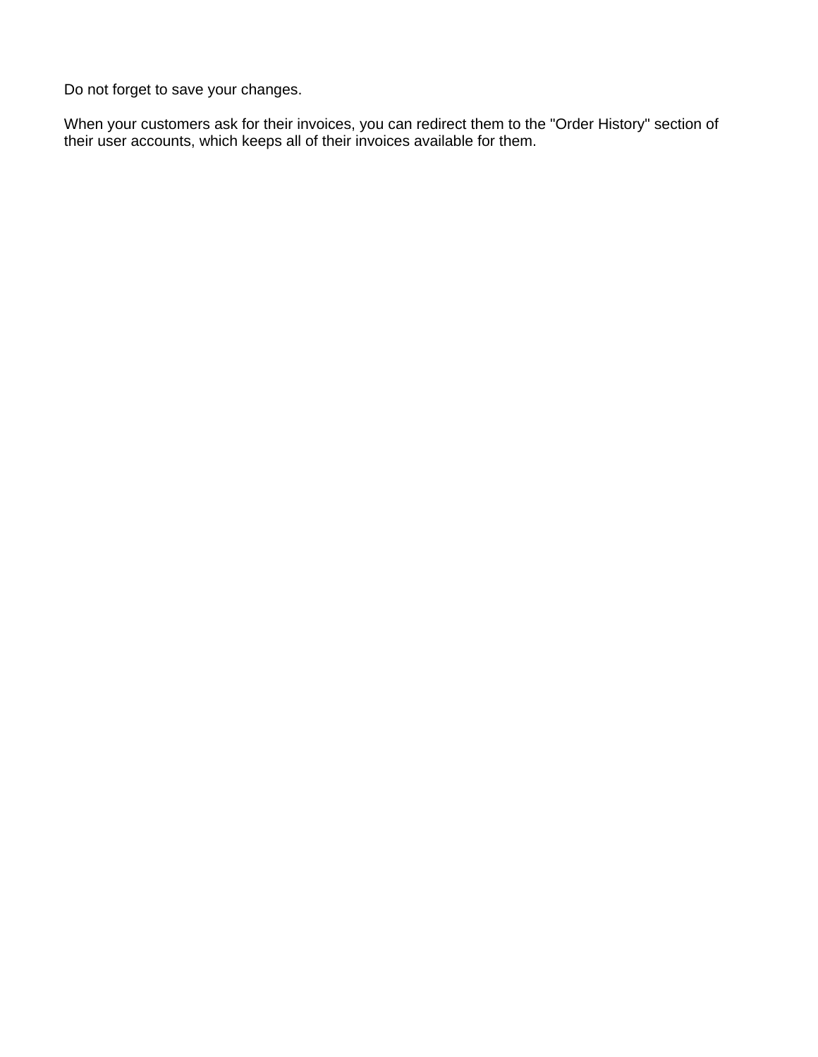Do not forget to save your changes.

When your customers ask for their invoices, you can redirect them to the "Order History" section of their user accounts, which keeps all of their invoices available for them.